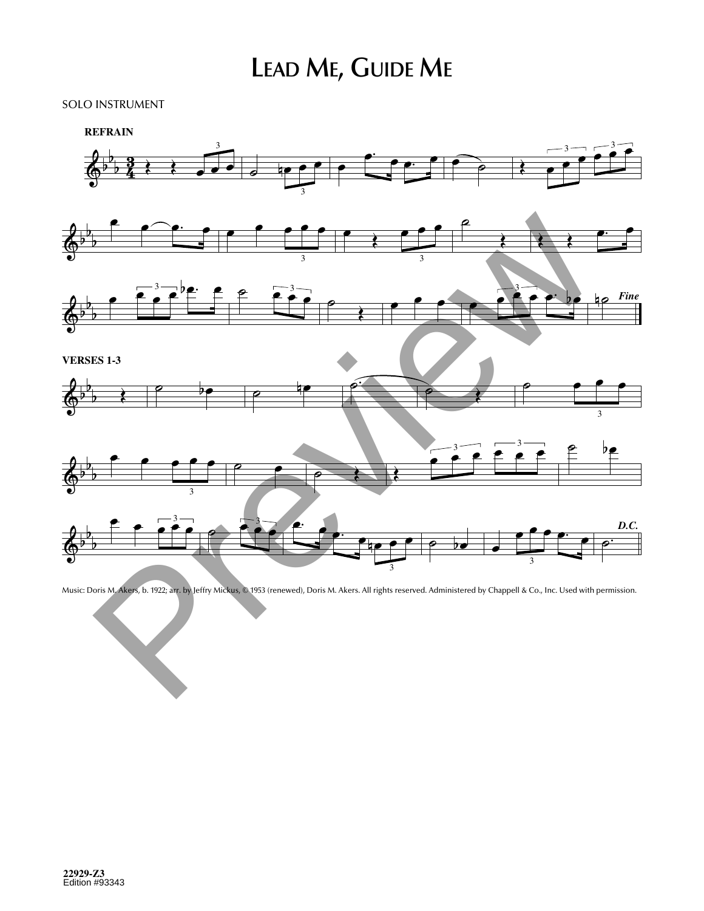# Lead Me, Guide Me

SOLO INSTRUMENT

**REFRAIN**

*Fine*

**VERSES 1-3**

*D.C.*

Music: Doris M. Akers, b. 1922; arr. by Jeffry Mickus, © 1953 (renewed), Doris M. Akers. All rights reserved. Administered by Chappell & Co., Inc. Used with permission.

22929-Z3
Edition #93343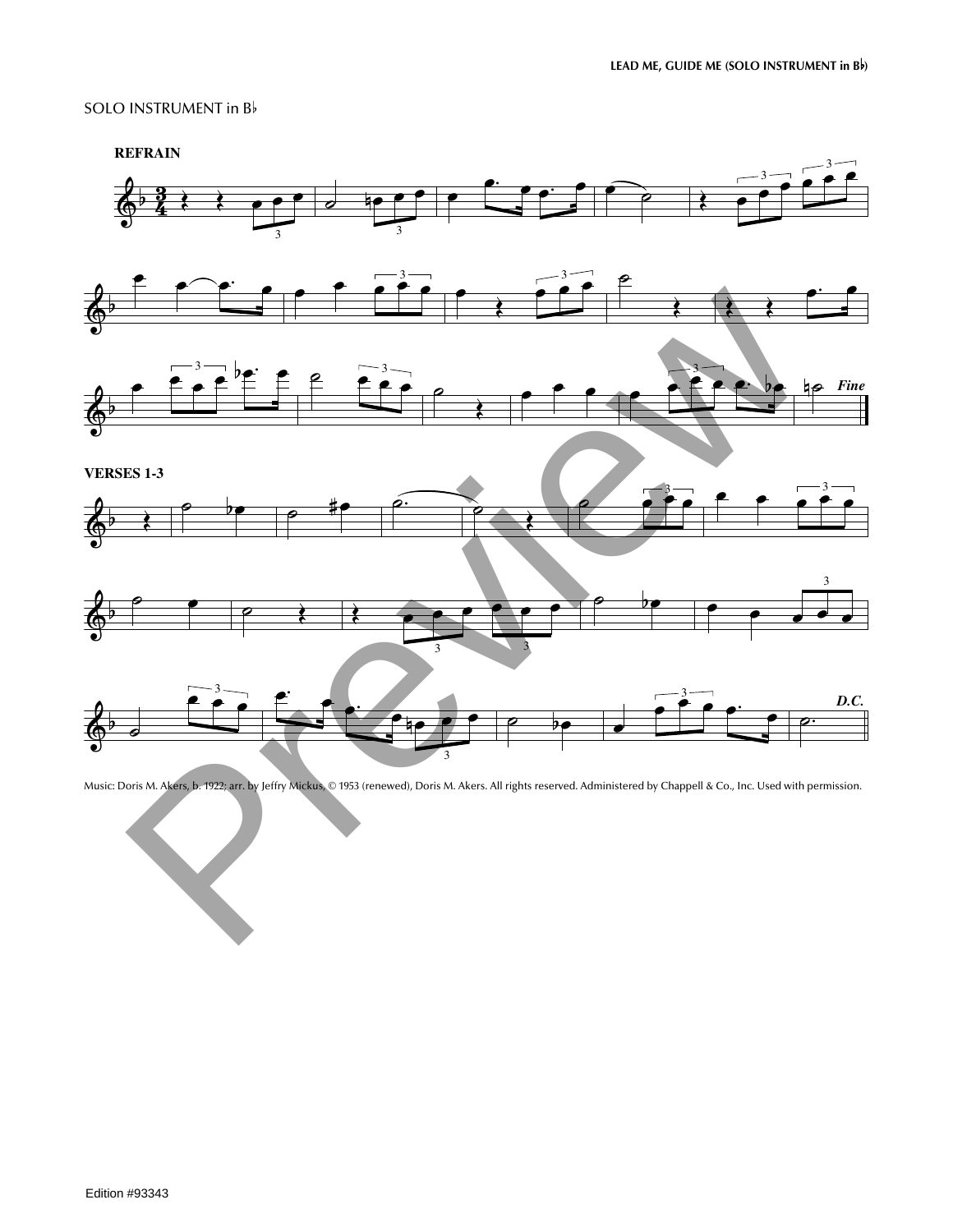SOLO INSTRUMENT in B♭

**REFRAIN**

*Fine*

**VERSES 1-3**

*D.C.*

Music: Doris M. Akers, b. 1922; arr. by Jeffry Mickus, © 1953 (renewed), Doris M. Akers. All rights reserved. Administered by Chappell & Co., Inc. Used with permission.

Edition #93343